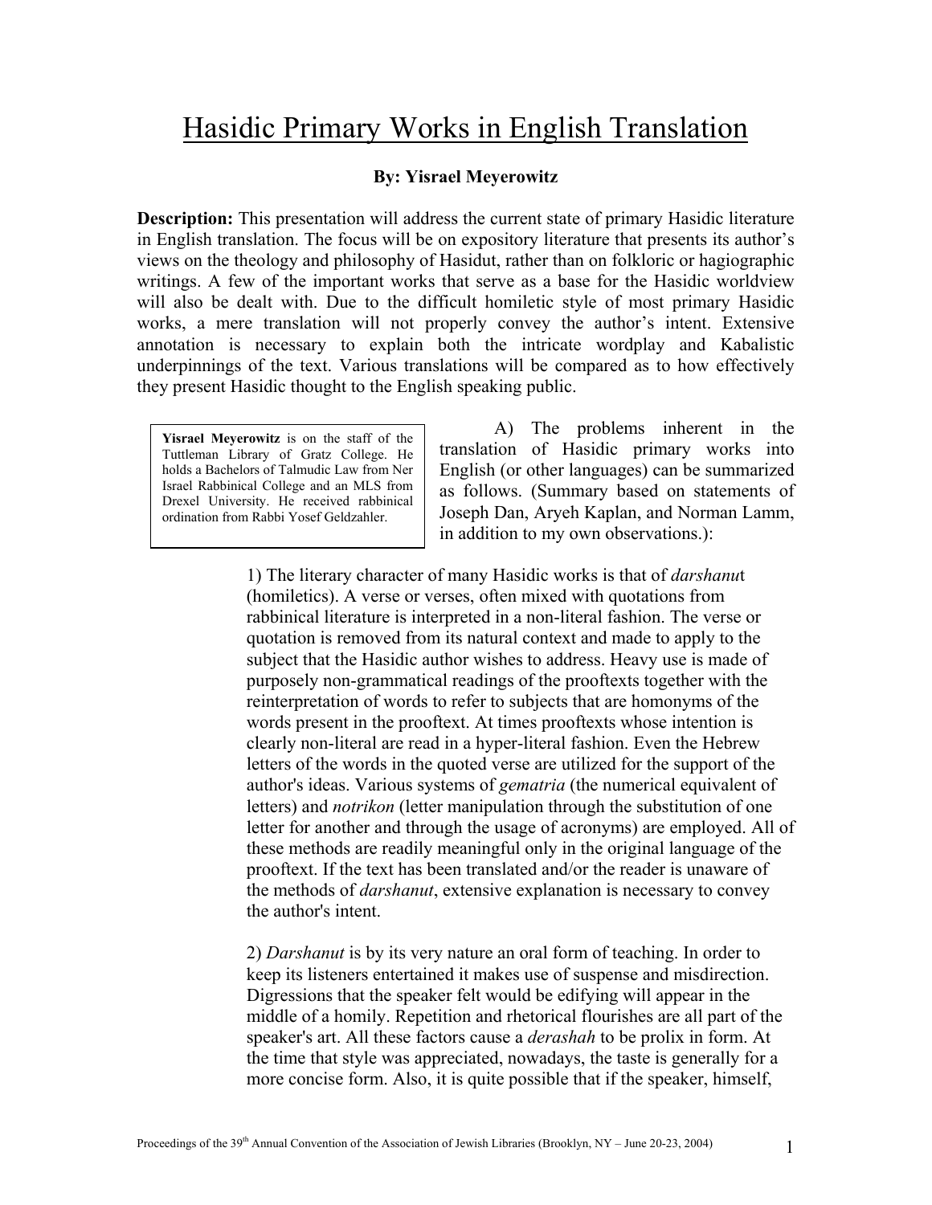# Hasidic Primary Works in English Translation

**By: Yisrael Meyerowitz**

**Description:** This presentation will address the current state of primary Hasidic literature in English translation. The focus will be on expository literature that presents its author's views on the theology and philosophy of Hasidut, rather than on folkloric or hagiographic writings. A few of the important works that serve as a base for the Hasidic worldview will also be dealt with. Due to the difficult homiletic style of most primary Hasidic works, a mere translation will not properly convey the author's intent. Extensive annotation is necessary to explain both the intricate wordplay and Kabalistic underpinnings of the text. Various translations will be compared as to how effectively they present Hasidic thought to the English speaking public.

> **Yisrael Meyerowitz** is on the staff of the Tuttleman Library of Gratz College. He holds a Bachelors of Talmudic Law from Ner Israel Rabbinical College and an MLS from Drexel University. He received rabbinical ordination from Rabbi Yosef Geldzahler.

A) The problems inherent in the translation of Hasidic primary works into English (or other languages) can be summarized as follows. (Summary based on statements of Joseph Dan, Aryeh Kaplan, and Norman Lamm, in addition to my own observations.):

1) The literary character of many Hasidic works is that of *darshanu*t (homiletics). A verse or verses, often mixed with quotations from rabbinical literature is interpreted in a non-literal fashion. The verse or quotation is removed from its natural context and made to apply to the subject that the Hasidic author wishes to address. Heavy use is made of purposely non-grammatical readings of the prooftexts together with the reinterpretation of words to refer to subjects that are homonyms of the words present in the prooftext. At times prooftexts whose intention is clearly non-literal are read in a hyper-literal fashion. Even the Hebrew letters of the words in the quoted verse are utilized for the support of the author's ideas. Various systems of *gematria* (the numerical equivalent of letters) and *notrikon* (letter manipulation through the substitution of one letter for another and through the usage of acronyms) are employed. All of these methods are readily meaningful only in the original language of the prooftext. If the text has been translated and/or the reader is unaware of the methods of *darshanut*, extensive explanation is necessary to convey the author's intent.

2) *Darshanut* is by its very nature an oral form of teaching. In order to keep its listeners entertained it makes use of suspense and misdirection. Digressions that the speaker felt would be edifying will appear in the middle of a homily. Repetition and rhetorical flourishes are all part of the speaker's art. All these factors cause a *derashah* to be prolix in form. At the time that style was appreciated, nowadays, the taste is generally for a more concise form. Also, it is quite possible that if the speaker, himself,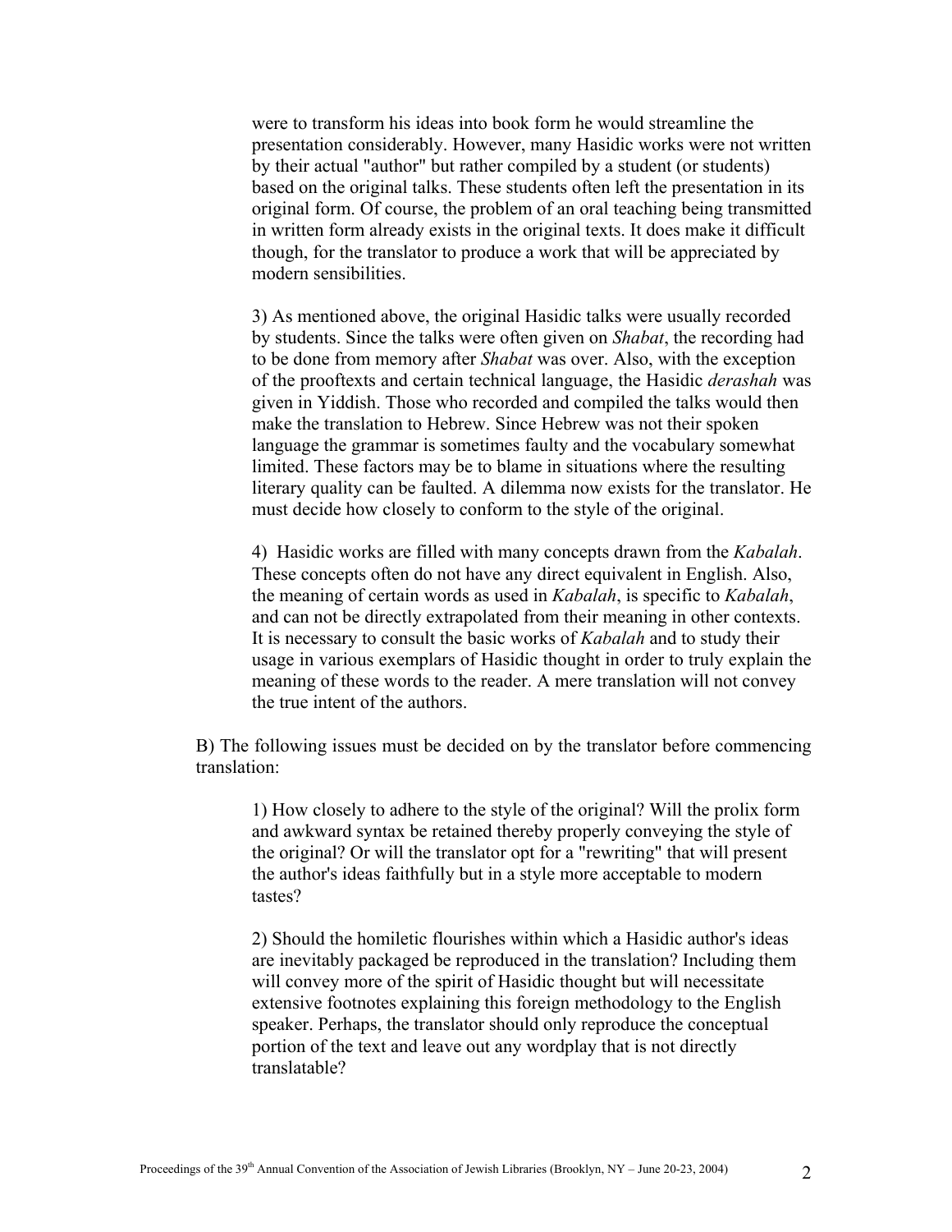were to transform his ideas into book form he would streamline the presentation considerably. However, many Hasidic works were not written by their actual "author" but rather compiled by a student (or students) based on the original talks. These students often left the presentation in its original form. Of course, the problem of an oral teaching being transmitted in written form already exists in the original texts. It does make it difficult though, for the translator to produce a work that will be appreciated by modern sensibilities.

3) As mentioned above, the original Hasidic talks were usually recorded by students. Since the talks were often given on *Shabat*, the recording had to be done from memory after *Shabat* was over. Also, with the exception of the prooftexts and certain technical language, the Hasidic *derashah* was given in Yiddish. Those who recorded and compiled the talks would then make the translation to Hebrew. Since Hebrew was not their spoken language the grammar is sometimes faulty and the vocabulary somewhat limited. These factors may be to blame in situations where the resulting literary quality can be faulted. A dilemma now exists for the translator. He must decide how closely to conform to the style of the original.

4) Hasidic works are filled with many concepts drawn from the *Kabalah*. These concepts often do not have any direct equivalent in English. Also, the meaning of certain words as used in *Kabalah*, is specific to *Kabalah*, and can not be directly extrapolated from their meaning in other contexts. It is necessary to consult the basic works of *Kabalah* and to study their usage in various exemplars of Hasidic thought in order to truly explain the meaning of these words to the reader. A mere translation will not convey the true intent of the authors.

B) The following issues must be decided on by the translator before commencing translation:

1) How closely to adhere to the style of the original? Will the prolix form and awkward syntax be retained thereby properly conveying the style of the original? Or will the translator opt for a "rewriting" that will present the author's ideas faithfully but in a style more acceptable to modern tastes?

2) Should the homiletic flourishes within which a Hasidic author's ideas are inevitably packaged be reproduced in the translation? Including them will convey more of the spirit of Hasidic thought but will necessitate extensive footnotes explaining this foreign methodology to the English speaker. Perhaps, the translator should only reproduce the conceptual portion of the text and leave out any wordplay that is not directly translatable?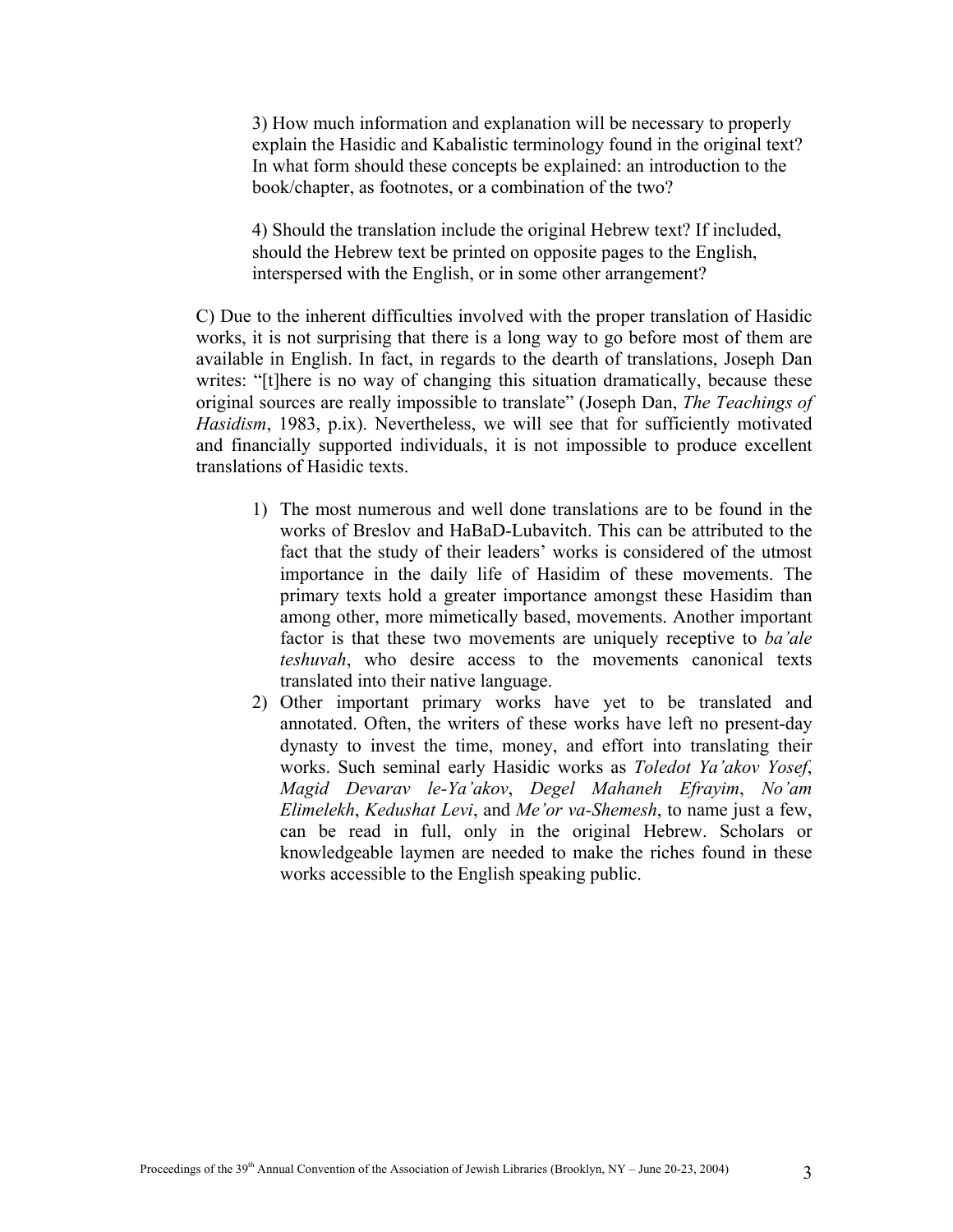3) How much information and explanation will be necessary to properly explain the Hasidic and Kabalistic terminology found in the original text? In what form should these concepts be explained: an introduction to the book/chapter, as footnotes, or a combination of the two?

4) Should the translation include the original Hebrew text? If included, should the Hebrew text be printed on opposite pages to the English, interspersed with the English, or in some other arrangement?

C) Due to the inherent difficulties involved with the proper translation of Hasidic works, it is not surprising that there is a long way to go before most of them are available in English. In fact, in regards to the dearth of translations, Joseph Dan writes: "[t]here is no way of changing this situation dramatically, because these original sources are really impossible to translate" (Joseph Dan, *The Teachings of Hasidism*, 1983, p.ix). Nevertheless, we will see that for sufficiently motivated and financially supported individuals, it is not impossible to produce excellent translations of Hasidic texts.

1) The most numerous and well done translations are to be found in the works of Breslov and HaBaD-Lubavitch. This can be attributed to the fact that the study of their leaders' works is considered of the utmost importance in the daily life of Hasidim of these movements. The primary texts hold a greater importance amongst these Hasidim than among other, more mimetically based, movements. Another important factor is that these two movements are uniquely receptive to *ba'ale teshuvah*, who desire access to the movements canonical texts translated into their native language.
2) Other important primary works have yet to be translated and annotated. Often, the writers of these works have left no present-day dynasty to invest the time, money, and effort into translating their works. Such seminal early Hasidic works as *Toledot Ya'akov Yosef*, *Magid Devarav le-Ya'akov*, *Degel Mahaneh Efrayim*, *No'am Elimelekh*, *Kedushat Levi*, and *Me'or va-Shemesh*, to name just a few, can be read in full, only in the original Hebrew. Scholars or knowledgeable laymen are needed to make the riches found in these works accessible to the English speaking public.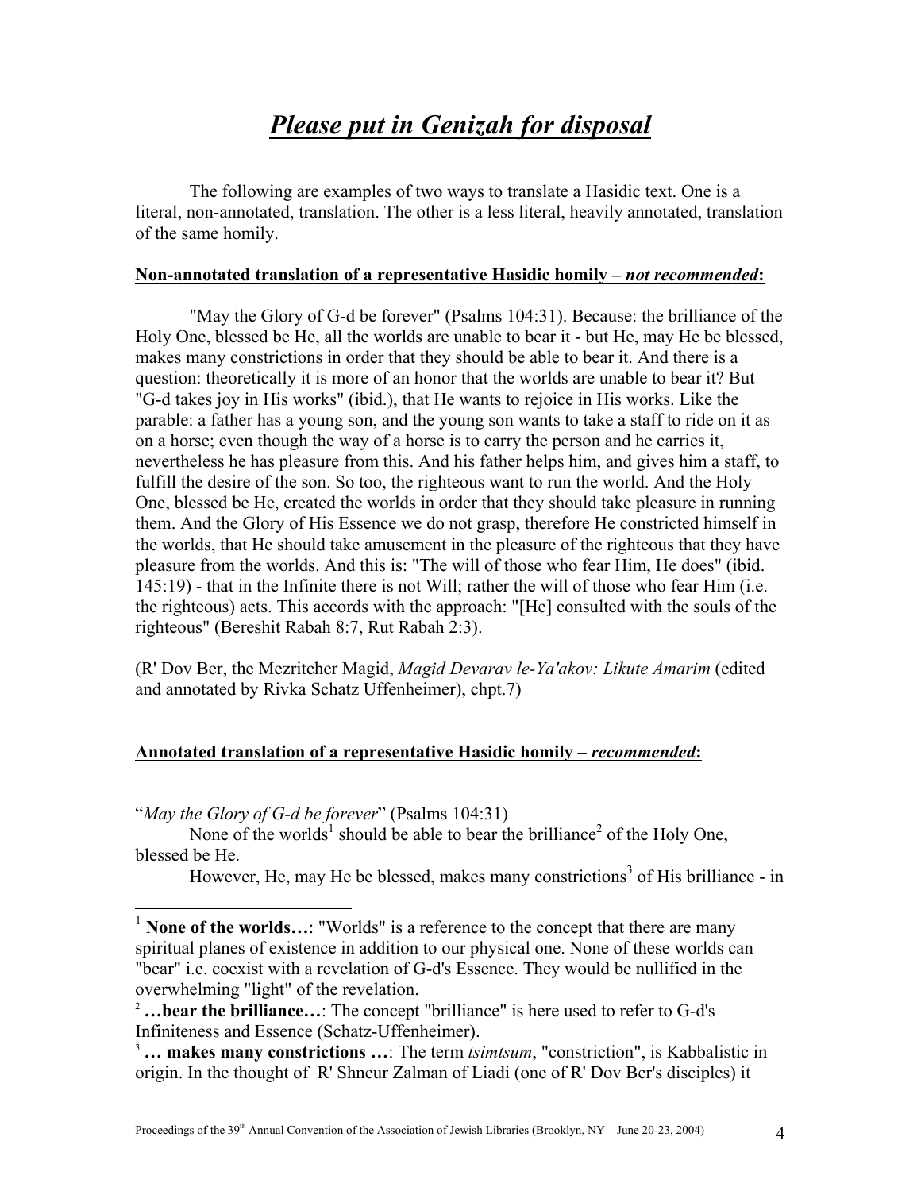# ***Please put in Genizah for disposal***

The following are examples of two ways to translate a Hasidic text. One is a literal, non-annotated, translation. The other is a less literal, heavily annotated, translation of the same homily.

**Non-annotated translation of a representative Hasidic homily – *not recommended*:**

"May the Glory of G-d be forever" (Psalms 104:31). Because: the brilliance of the Holy One, blessed be He, all the worlds are unable to bear it - but He, may He be blessed, makes many constrictions in order that they should be able to bear it. And there is a question: theoretically it is more of an honor that the worlds are unable to bear it? But "G-d takes joy in His works" (ibid.), that He wants to rejoice in His works. Like the parable: a father has a young son, and the young son wants to take a staff to ride on it as on a horse; even though the way of a horse is to carry the person and he carries it, nevertheless he has pleasure from this. And his father helps him, and gives him a staff, to fulfill the desire of the son. So too, the righteous want to run the world. And the Holy One, blessed be He, created the worlds in order that they should take pleasure in running them. And the Glory of His Essence we do not grasp, therefore He constricted himself in the worlds, that He should take amusement in the pleasure of the righteous that they have pleasure from the worlds. And this is: "The will of those who fear Him, He does" (ibid. 145:19) - that in the Infinite there is not Will; rather the will of those who fear Him (i.e. the righteous) acts. This accords with the approach: "[He] consulted with the souls of the righteous" (Bereshit Rabah 8:7, Rut Rabah 2:3).

(R' Dov Ber, the Mezritcher Magid, *Magid Devarav le-Ya'akov: Likute Amarim* (edited and annotated by Rivka Schatz Uffenheimer), chpt.7)

**Annotated translation of a representative Hasidic homily – *recommended*:**

"*May the Glory of G-d be forever*" (Psalms 104:31)

None of the worlds[1] should be able to bear the brilliance[2] of the Holy One, blessed be He.

However, He, may He be blessed, makes many constrictions[3] of His brilliance - in

---

[1] **None of the worlds…**: "Worlds" is a reference to the concept that there are many spiritual planes of existence in addition to our physical one. None of these worlds can "bear" i.e. coexist with a revelation of G-d's Essence. They would be nullified in the overwhelming "light" of the revelation.

[2] **…bear the brilliance…**: The concept "brilliance" is here used to refer to G-d's Infiniteness and Essence (Schatz-Uffenheimer).

[3] **… makes many constrictions …**: The term *tsimtsum*, "constriction", is Kabbalistic in origin. In the thought of R' Shneur Zalman of Liadi (one of R' Dov Ber's disciples) it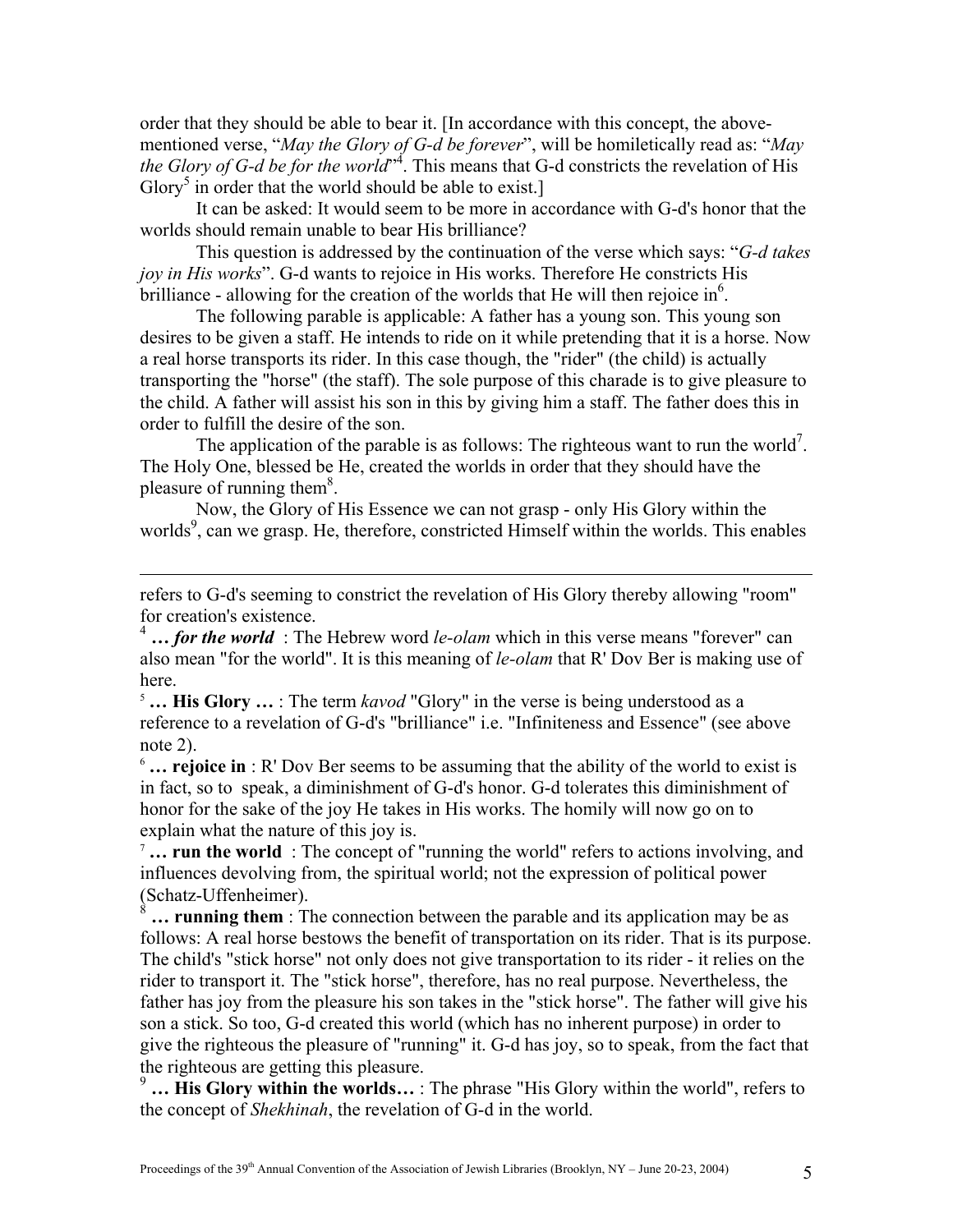order that they should be able to bear it. [In accordance with this concept, the above-mentioned verse, "*May the Glory of G-d be forever*", will be homiletically read as: "*May the Glory of G-d be for the world*"[4]. This means that G-d constricts the revelation of His Glory[5] in order that the world should be able to exist.]

It can be asked: It would seem to be more in accordance with G-d's honor that the worlds should remain unable to bear His brilliance?

This question is addressed by the continuation of the verse which says: "*G-d takes joy in His works*". G-d wants to rejoice in His works. Therefore He constricts His brilliance - allowing for the creation of the worlds that He will then rejoice in[6].

The following parable is applicable: A father has a young son. This young son desires to be given a staff. He intends to ride on it while pretending that it is a horse. Now a real horse transports its rider. In this case though, the "rider" (the child) is actually transporting the "horse" (the staff). The sole purpose of this charade is to give pleasure to the child. A father will assist his son in this by giving him a staff. The father does this in order to fulfill the desire of the son.

The application of the parable is as follows: The righteous want to run the world[7]. The Holy One, blessed be He, created the worlds in order that they should have the pleasure of running them[8].

Now, the Glory of His Essence we can not grasp - only His Glory within the worlds[9], can we grasp. He, therefore, constricted Himself within the worlds. This enables

---

refers to G-d's seeming to constrict the revelation of His Glory thereby allowing "room" for creation's existence.

[4] ***… for the world*** : The Hebrew word *le-olam* which in this verse means "forever" can also mean "for the world". It is this meaning of *le-olam* that R' Dov Ber is making use of here.

[5] **… His Glory …** : The term *kavod* "Glory" in the verse is being understood as a reference to a revelation of G-d's "brilliance" i.e. "Infiniteness and Essence" (see above note 2).

[6] **… rejoice in** : R' Dov Ber seems to be assuming that the ability of the world to exist is in fact, so to speak, a diminishment of G-d's honor. G-d tolerates this diminishment of honor for the sake of the joy He takes in His works. The homily will now go on to explain what the nature of this joy is.

[7] **… run the world** : The concept of "running the world" refers to actions involving, and influences devolving from, the spiritual world; not the expression of political power (Schatz-Uffenheimer).

[8] **… running them** : The connection between the parable and its application may be as follows: A real horse bestows the benefit of transportation on its rider. That is its purpose. The child's "stick horse" not only does not give transportation to its rider - it relies on the rider to transport it. The "stick horse", therefore, has no real purpose. Nevertheless, the father has joy from the pleasure his son takes in the "stick horse". The father will give his son a stick. So too, G-d created this world (which has no inherent purpose) in order to give the righteous the pleasure of "running" it. G-d has joy, so to speak, from the fact that the righteous are getting this pleasure.

[9] **… His Glory within the worlds…** : The phrase "His Glory within the world", refers to the concept of *Shekhinah*, the revelation of G-d in the world.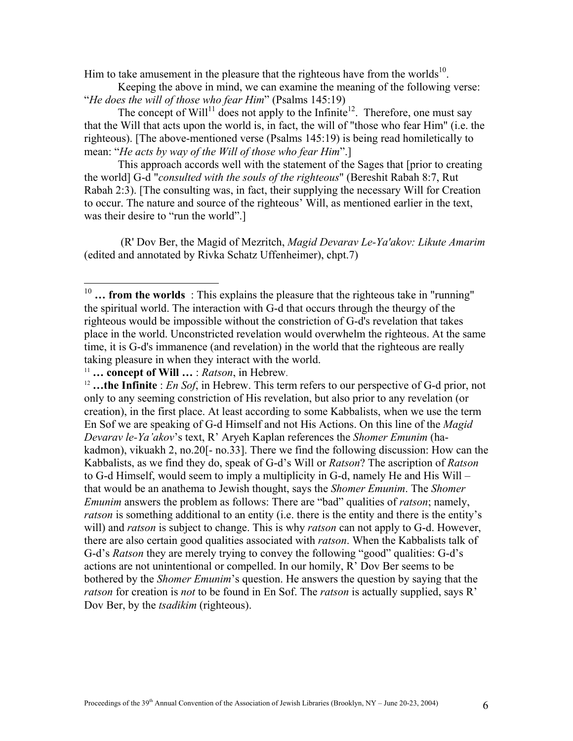Him to take amusement in the pleasure that the righteous have from the worlds[10].

Keeping the above in mind, we can examine the meaning of the following verse: "*He does the will of those who fear Him*" (Psalms 145:19)

The concept of Will[11] does not apply to the Infinite[12]. Therefore, one must say that the Will that acts upon the world is, in fact, the will of "those who fear Him" (i.e. the righteous). [The above-mentioned verse (Psalms 145:19) is being read homiletically to mean: "*He acts by way of the Will of those who fear Him*".]

This approach accords well with the statement of the Sages that [prior to creating the world] G-d "*consulted with the souls of the righteous*" (Bereshit Rabah 8:7, Rut Rabah 2:3). [The consulting was, in fact, their supplying the necessary Will for Creation to occur. The nature and source of the righteous' Will, as mentioned earlier in the text, was their desire to "run the world".]

(R' Dov Ber, the Magid of Mezritch, *Magid Devarav Le-Ya'akov: Likute Amarim* (edited and annotated by Rivka Schatz Uffenheimer), chpt.7)

---

[10] **… from the worlds** : This explains the pleasure that the righteous take in "running" the spiritual world. The interaction with G-d that occurs through the theurgy of the righteous would be impossible without the constriction of G-d's revelation that takes place in the world. Unconstricted revelation would overwhelm the righteous. At the same time, it is G-d's immanence (and revelation) in the world that the righteous are really taking pleasure in when they interact with the world.

[11] **… concept of Will …** : *Ratson*, in Hebrew.

[12] **…the Infinite** : *En Sof*, in Hebrew. This term refers to our perspective of G-d prior, not only to any seeming constriction of His revelation, but also prior to any revelation (or creation), in the first place. At least according to some Kabbalists, when we use the term En Sof we are speaking of G-d Himself and not His Actions. On this line of the *Magid Devarav le-Ya'akov*'s text, R' Aryeh Kaplan references the *Shomer Emunim* (ha-kadmon), vikuakh 2, no.20[- no.33]. There we find the following discussion: How can the Kabbalists, as we find they do, speak of G-d's Will or *Ratson*? The ascription of *Ratson* to G-d Himself, would seem to imply a multiplicity in G-d, namely He and His Will – that would be an anathema to Jewish thought, says the *Shomer Emunim*. The *Shomer Emunim* answers the problem as follows: There are "bad" qualities of *ratson*; namely, *ratson* is something additional to an entity (i.e. there is the entity and there is the entity's will) and *ratson* is subject to change. This is why *ratson* can not apply to G-d. However, there are also certain good qualities associated with *ratson*. When the Kabbalists talk of G-d's *Ratson* they are merely trying to convey the following "good" qualities: G-d's actions are not unintentional or compelled. In our homily, R' Dov Ber seems to be bothered by the *Shomer Emunim*'s question. He answers the question by saying that the *ratson* for creation is *not* to be found in En Sof. The *ratson* is actually supplied, says R' Dov Ber, by the *tsadikim* (righteous).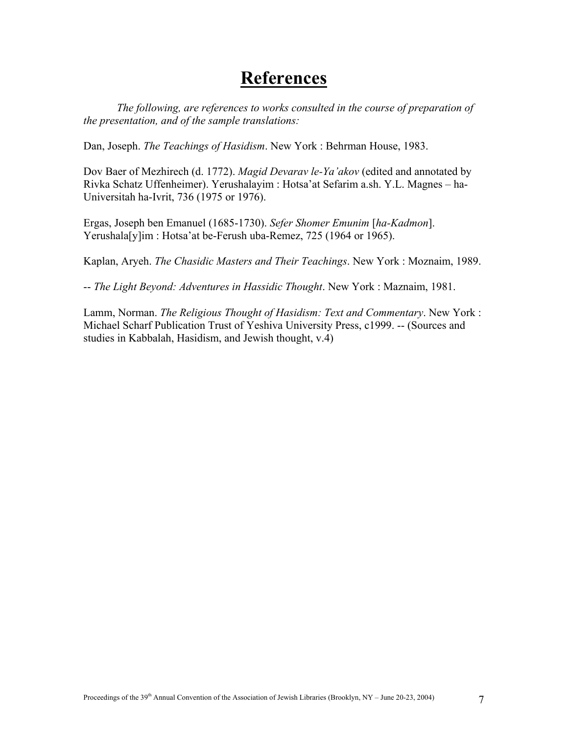# **References**

*The following, are references to works consulted in the course of preparation of the presentation, and of the sample translations:*

Dan, Joseph. *The Teachings of Hasidism*. New York : Behrman House, 1983.

Dov Baer of Mezhirech (d. 1772). *Magid Devarav le-Ya'akov* (edited and annotated by Rivka Schatz Uffenheimer). Yerushalayim : Hotsa'at Sefarim a.sh. Y.L. Magnes – ha-Universitah ha-Ivrit, 736 (1975 or 1976).

Ergas, Joseph ben Emanuel (1685-1730). *Sefer Shomer Emunim* [*ha-Kadmon*]. Yerushala[y]im : Hotsa'at be-Ferush uba-Remez, 725 (1964 or 1965).

Kaplan, Aryeh. *The Chasidic Masters and Their Teachings*. New York : Moznaim, 1989.

-- *The Light Beyond: Adventures in Hassidic Thought*. New York : Maznaim, 1981.

Lamm, Norman. *The Religious Thought of Hasidism: Text and Commentary*. New York : Michael Scharf Publication Trust of Yeshiva University Press, c1999. -- (Sources and studies in Kabbalah, Hasidism, and Jewish thought, v.4)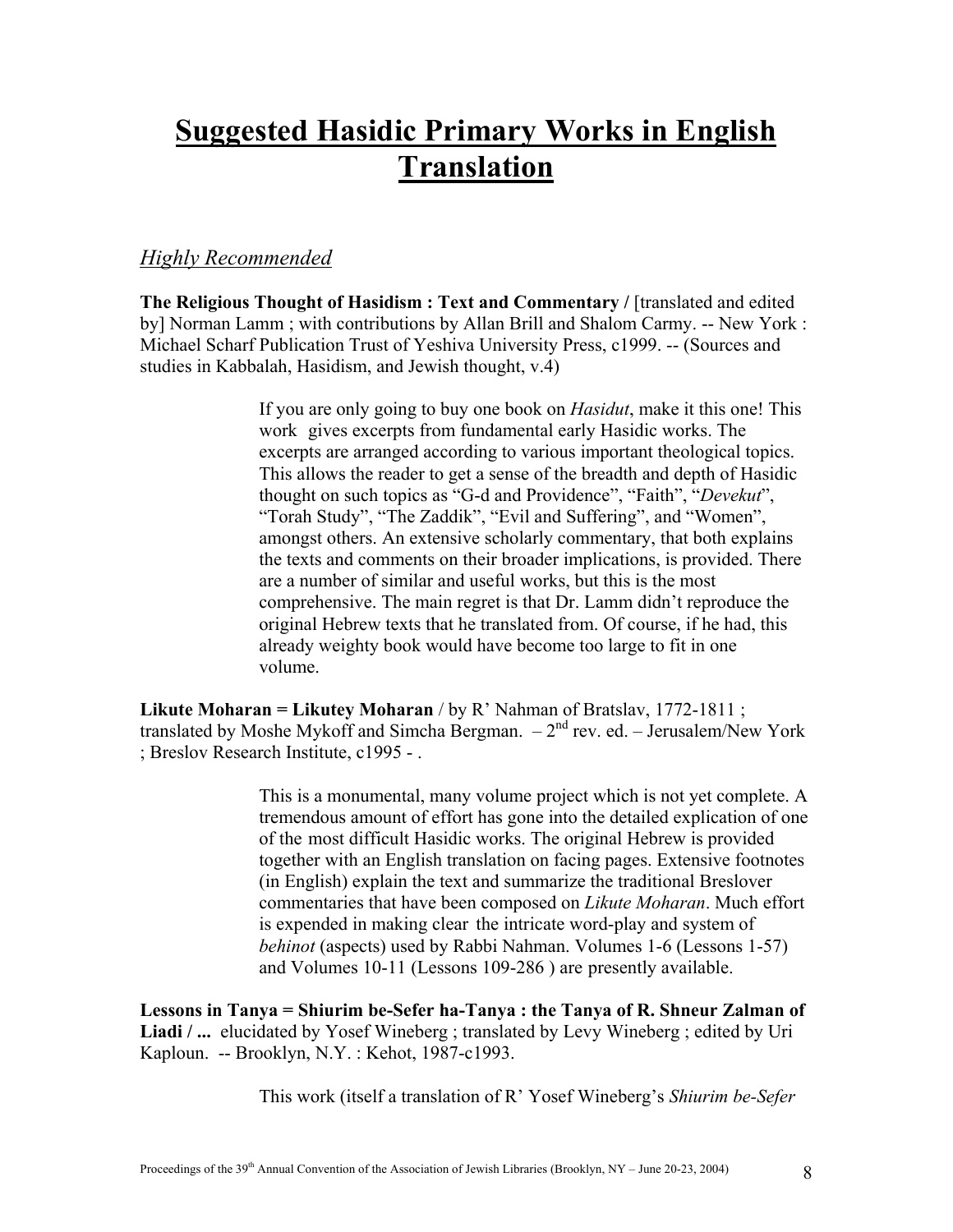# Suggested Hasidic Primary Works in English Translation

## *Highly Recommended*

**The Religious Thought of Hasidism : Text and Commentary /** [translated and edited by] Norman Lamm ; with contributions by Allan Brill and Shalom Carmy. -- New York : Michael Scharf Publication Trust of Yeshiva University Press, c1999. -- (Sources and studies in Kabbalah, Hasidism, and Jewish thought, v.4)

> If you are only going to buy one book on *Hasidut*, make it this one! This work gives excerpts from fundamental early Hasidic works. The excerpts are arranged according to various important theological topics. This allows the reader to get a sense of the breadth and depth of Hasidic thought on such topics as "G-d and Providence", "Faith", "*Devekut*", "Torah Study", "The Zaddik", "Evil and Suffering", and "Women", amongst others. An extensive scholarly commentary, that both explains the texts and comments on their broader implications, is provided. There are a number of similar and useful works, but this is the most comprehensive. The main regret is that Dr. Lamm didn't reproduce the original Hebrew texts that he translated from. Of course, if he had, this already weighty book would have become too large to fit in one volume.

**Likute Moharan = Likutey Moharan** / by R' Nahman of Bratslav, 1772-1811 ; translated by Moshe Mykoff and Simcha Bergman. – 2nd rev. ed. – Jerusalem/New York ; Breslov Research Institute, c1995 - .

> This is a monumental, many volume project which is not yet complete. A tremendous amount of effort has gone into the detailed explication of one of the most difficult Hasidic works. The original Hebrew is provided together with an English translation on facing pages. Extensive footnotes (in English) explain the text and summarize the traditional Breslover commentaries that have been composed on *Likute Moharan*. Much effort is expended in making clear the intricate word-play and system of *behinot* (aspects) used by Rabbi Nahman. Volumes 1-6 (Lessons 1-57) and Volumes 10-11 (Lessons 109-286 ) are presently available.

**Lessons in Tanya = Shiurim be-Sefer ha-Tanya : the Tanya of R. Shneur Zalman of Liadi / ...** elucidated by Yosef Wineberg ; translated by Levy Wineberg ; edited by Uri Kaploun. -- Brooklyn, N.Y. : Kehot, 1987-c1993.

> This work (itself a translation of R' Yosef Wineberg's *Shiurim be-Sefer*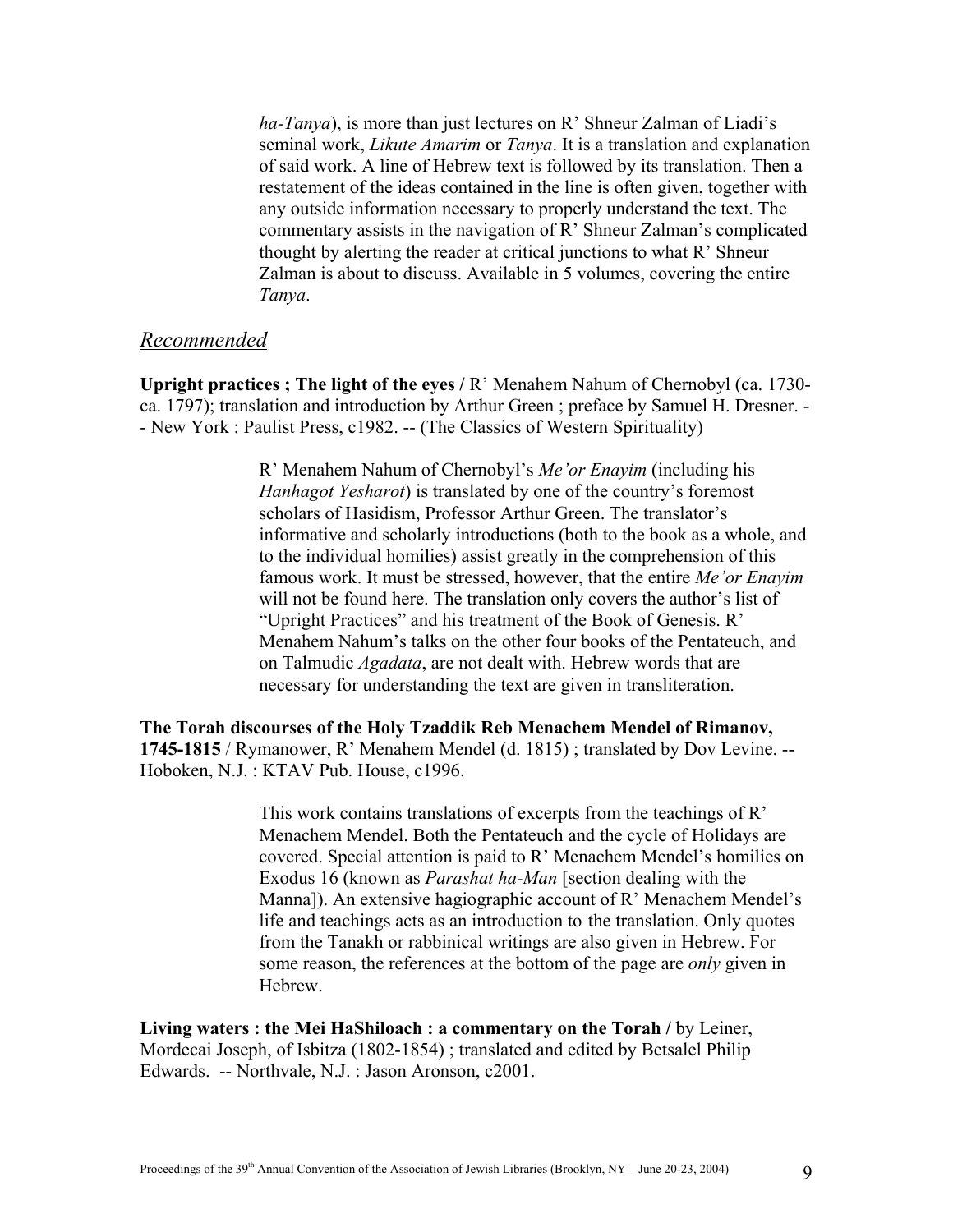*ha-Tanya*), is more than just lectures on R' Shneur Zalman of Liadi's seminal work, *Likute Amarim* or *Tanya*. It is a translation and explanation of said work. A line of Hebrew text is followed by its translation. Then a restatement of the ideas contained in the line is often given, together with any outside information necessary to properly understand the text. The commentary assists in the navigation of R' Shneur Zalman's complicated thought by alerting the reader at critical junctions to what R' Shneur Zalman is about to discuss. Available in 5 volumes, covering the entire *Tanya*.

## *Recommended*

**Upright practices ; The light of the eyes /** R' Menahem Nahum of Chernobyl (ca. 1730-ca. 1797); translation and introduction by Arthur Green ; preface by Samuel H. Dresner. -- New York : Paulist Press, c1982. -- (The Classics of Western Spirituality)

> R' Menahem Nahum of Chernobyl's *Me'or Enayim* (including his *Hanhagot Yesharot*) is translated by one of the country's foremost scholars of Hasidism, Professor Arthur Green. The translator's informative and scholarly introductions (both to the book as a whole, and to the individual homilies) assist greatly in the comprehension of this famous work. It must be stressed, however, that the entire *Me'or Enayim* will not be found here. The translation only covers the author's list of "Upright Practices" and his treatment of the Book of Genesis. R' Menahem Nahum's talks on the other four books of the Pentateuch, and on Talmudic *Agadata*, are not dealt with. Hebrew words that are necessary for understanding the text are given in transliteration.

**The Torah discourses of the Holy Tzaddik Reb Menachem Mendel of Rimanov, 1745-1815** / Rymanower, R' Menahem Mendel (d. 1815) ; translated by Dov Levine. -- Hoboken, N.J. : KTAV Pub. House, c1996.

> This work contains translations of excerpts from the teachings of R' Menachem Mendel. Both the Pentateuch and the cycle of Holidays are covered. Special attention is paid to R' Menachem Mendel's homilies on Exodus 16 (known as *Parashat ha-Man* [section dealing with the Manna]). An extensive hagiographic account of R' Menachem Mendel's life and teachings acts as an introduction to the translation. Only quotes from the Tanakh or rabbinical writings are also given in Hebrew. For some reason, the references at the bottom of the page are *only* given in Hebrew.

**Living waters : the Mei HaShiloach : a commentary on the Torah /** by Leiner, Mordecai Joseph, of Isbitza (1802-1854) ; translated and edited by Betsalel Philip Edwards. -- Northvale, N.J. : Jason Aronson, c2001.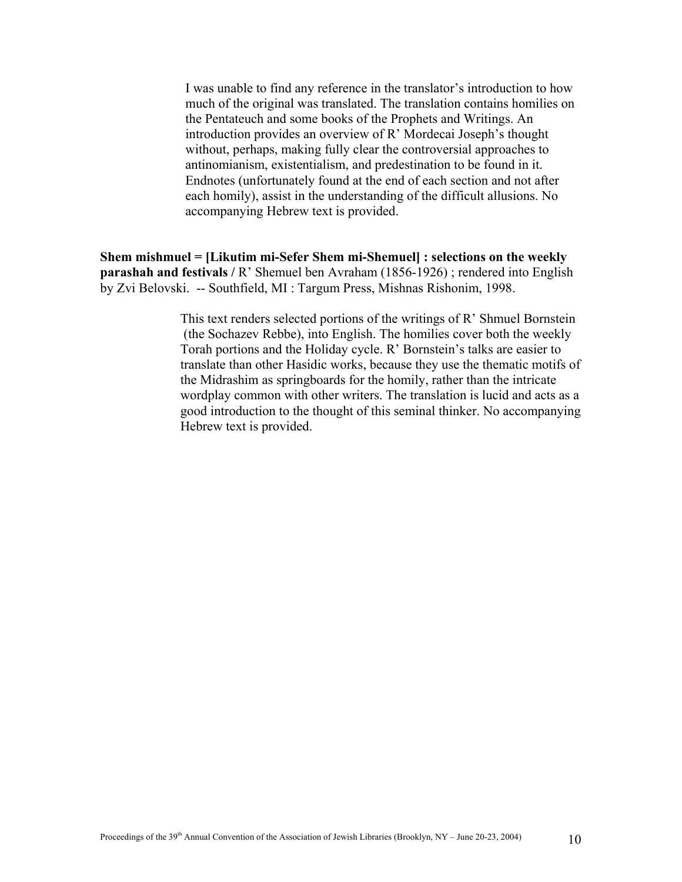I was unable to find any reference in the translator's introduction to how much of the original was translated. The translation contains homilies on the Pentateuch and some books of the Prophets and Writings. An introduction provides an overview of R' Mordecai Joseph's thought without, perhaps, making fully clear the controversial approaches to antinomianism, existentialism, and predestination to be found in it. Endnotes (unfortunately found at the end of each section and not after each homily), assist in the understanding of the difficult allusions. No accompanying Hebrew text is provided.

**Shem mishmuel = [Likutim mi-Sefer Shem mi-Shemuel] : selections on the weekly parashah and festivals /** R' Shemuel ben Avraham (1856-1926) ; rendered into English by Zvi Belovski. -- Southfield, MI : Targum Press, Mishnas Rishonim, 1998.

This text renders selected portions of the writings of R' Shmuel Bornstein (the Sochazev Rebbe), into English. The homilies cover both the weekly Torah portions and the Holiday cycle. R' Bornstein's talks are easier to translate than other Hasidic works, because they use the thematic motifs of the Midrashim as springboards for the homily, rather than the intricate wordplay common with other writers. The translation is lucid and acts as a good introduction to the thought of this seminal thinker. No accompanying Hebrew text is provided.